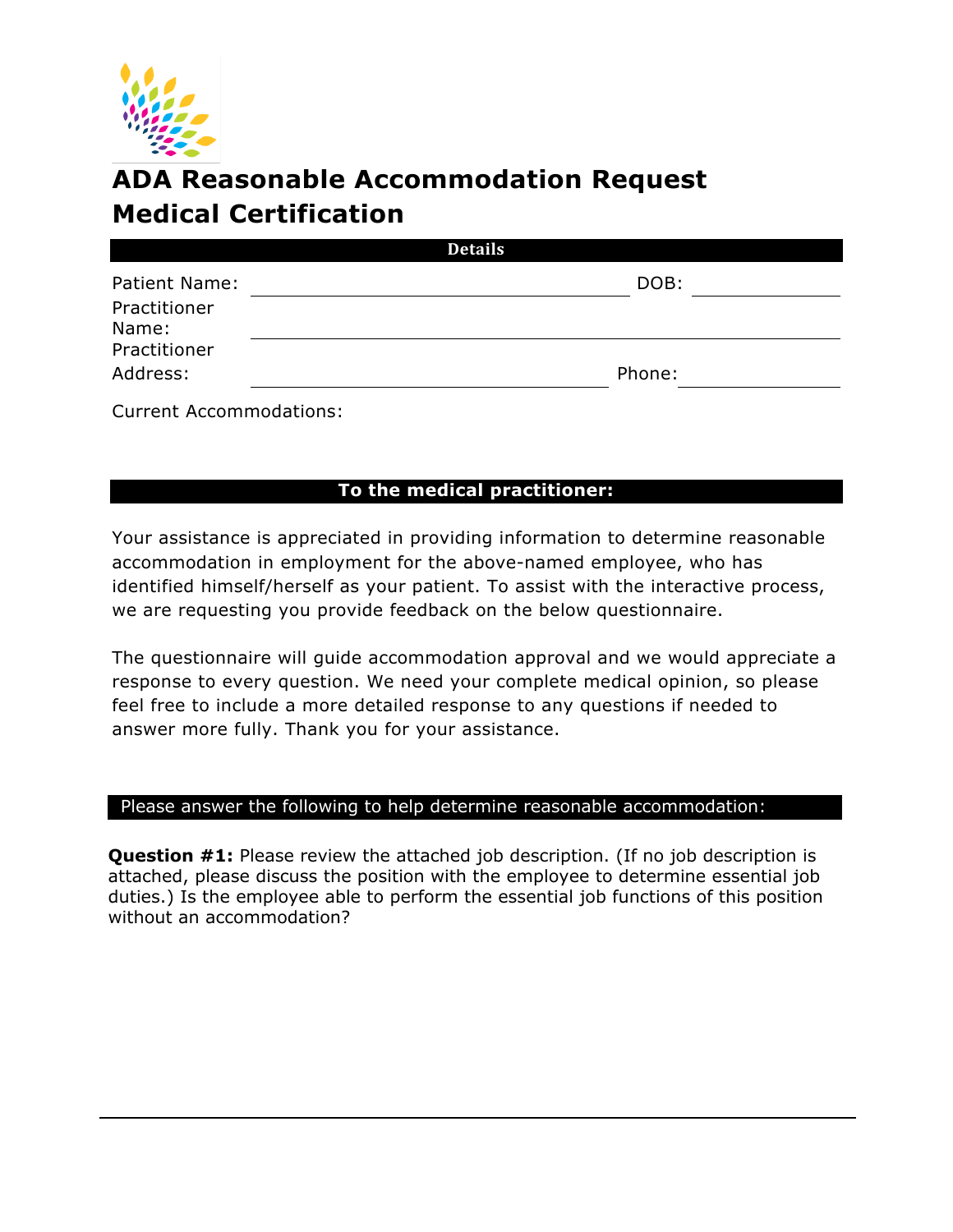# ADA Reasonable Accommodation Request Medical Certification

**Details**

Patient Name: ______________________________ DOB: ____________

Practitioner Name: ______________________________

Practitioner Address: ______________________________ Phone: ____________

Current Accommodations:

**To the medical practitioner:**

Your assistance is appreciated in providing information to determine reasonable accommodation in employment for the above-named employee, who has identified himself/herself as your patient. To assist with the interactive process, we are requesting you provide feedback on the below questionnaire.

The questionnaire will guide accommodation approval and we would appreciate a response to every question. We need your complete medical opinion, so please feel free to include a more detailed response to any questions if needed to answer more fully. Thank you for your assistance.

Please answer the following to help determine reasonable accommodation:

**Question #1:** Please review the attached job description. (If no job description is attached, please discuss the position with the employee to determine essential job duties.) Is the employee able to perform the essential job functions of this position without an accommodation?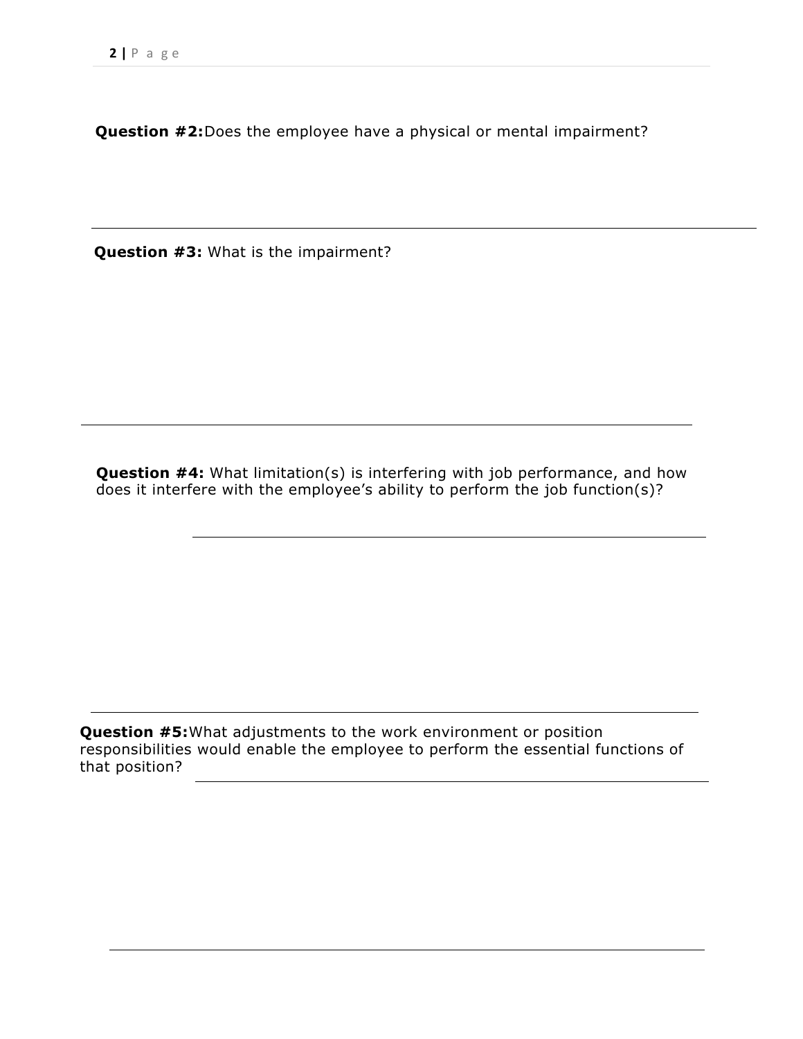**Question #2:** Does the employee have a physical or mental impairment?

---

**Question #3:** What is the impairment?

---

**Question #4:** What limitation(s) is interfering with job performance, and how does it interfere with the employee's ability to perform the job function(s)?

---

**Question #5:** What adjustments to the work environment or position responsibilities would enable the employee to perform the essential functions of that position?

---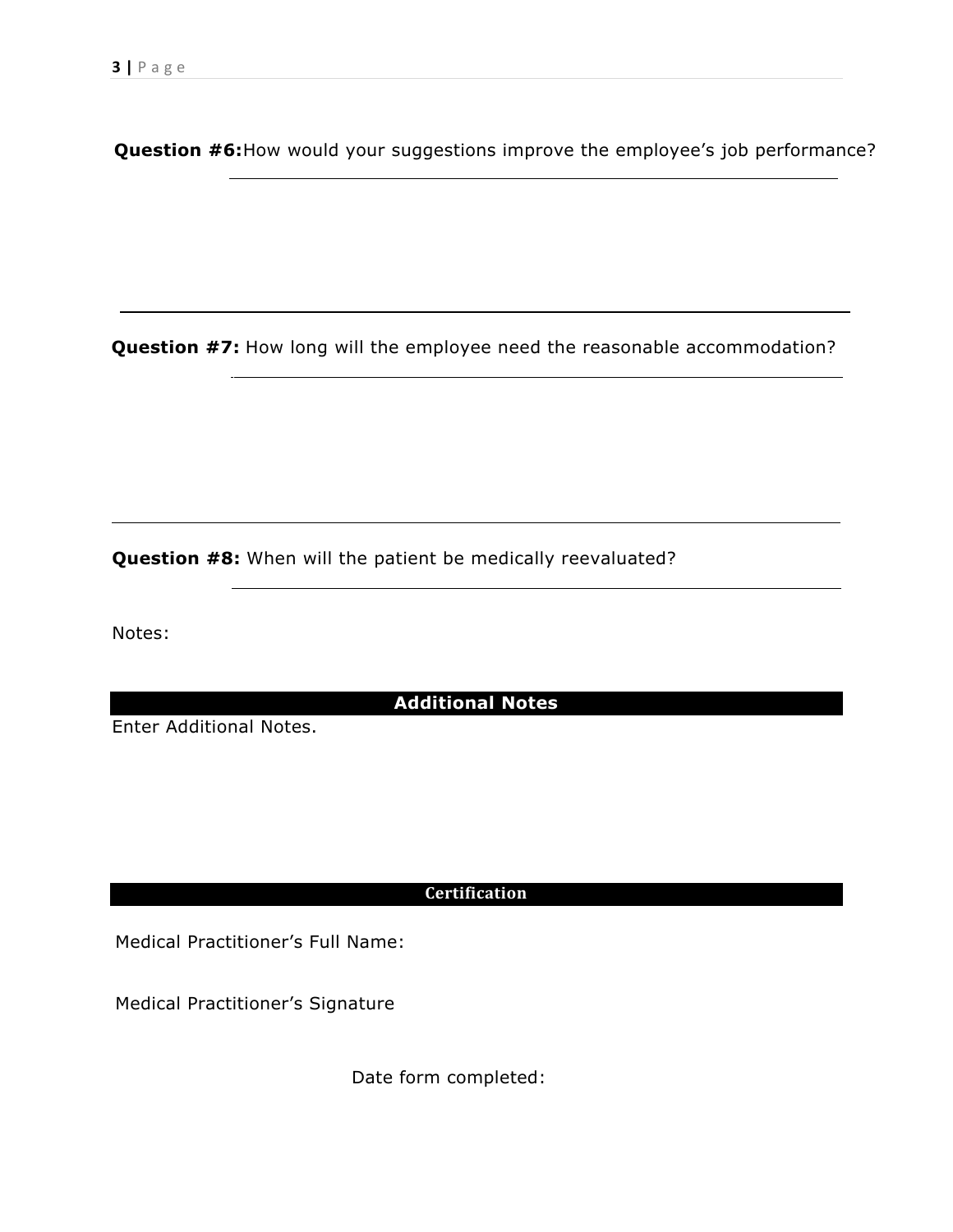**Question #6:** How would your suggestions improve the employee's job performance?

**Question #7:** How long will the employee need the reasonable accommodation?

**Question #8:** When will the patient be medically reevaluated?

Notes:

## Additional Notes

Enter Additional Notes.

## Certification

Medical Practitioner's Full Name:

Medical Practitioner's Signature

Date form completed: